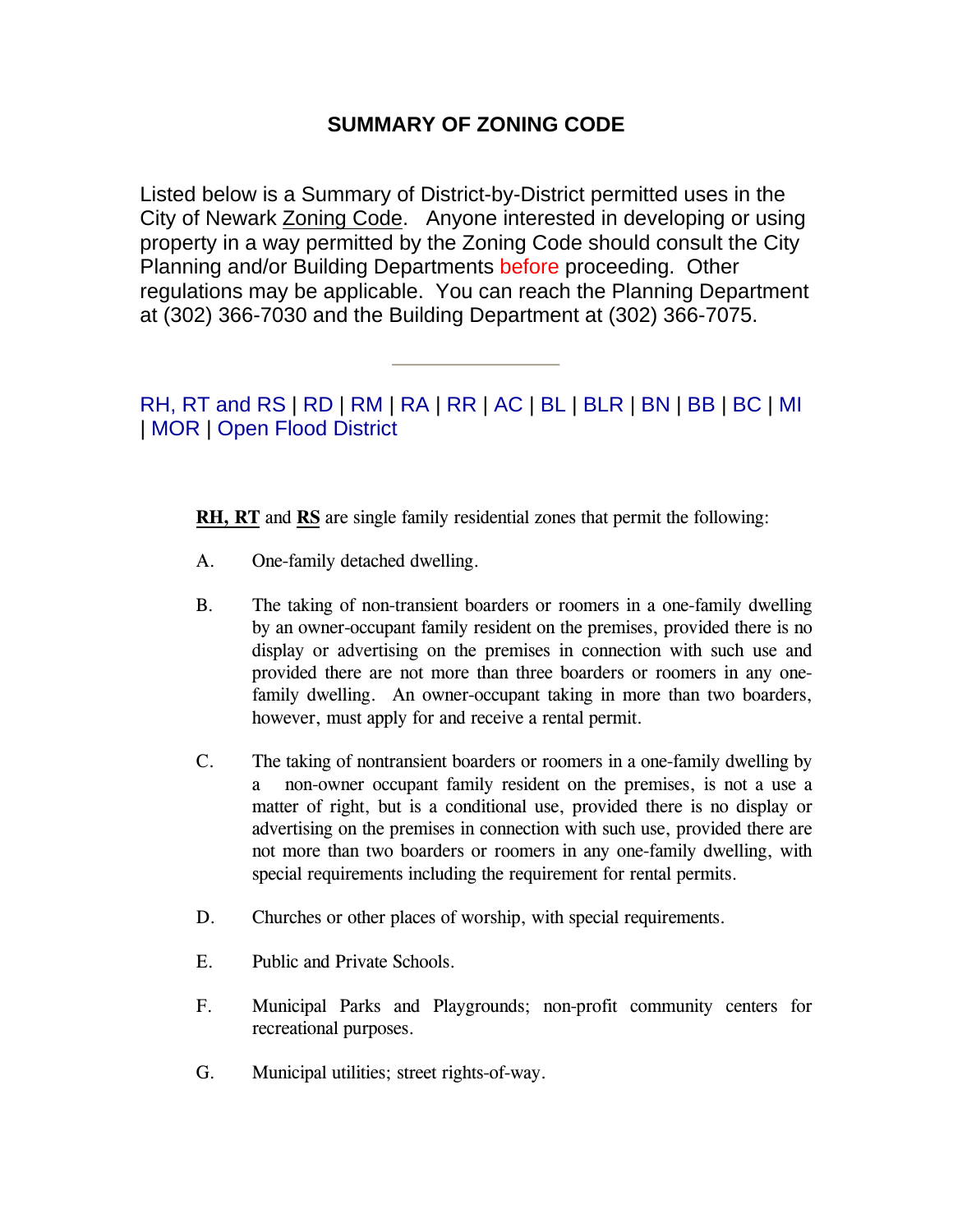# SUMMARY OF ZONING CODE

Listed below is a Summary of District-by-District permitted uses in the City of Newark Zoning Code. Anyone interested in developing or using property in a way permitted by the Zoning Code should consult the City Planning and/or Building Departments before proceeding. Other regulations may be applicable. You can reach the Planning Department at (302) 366-7030 and the Building Department at (302) 366-7075.

---

RH, RT and RS | RD | RM | RA | RR | AC | BL | BLR | BN | BB | BC | MI | MOR | Open Flood District

**RH, RT** and **RS** are single family residential zones that permit the following:

A. One-family detached dwelling.

B. The taking of non-transient boarders or roomers in a one-family dwelling by an owner-occupant family resident on the premises, provided there is no display or advertising on the premises in connection with such use and provided there are not more than three boarders or roomers in any one-family dwelling. An owner-occupant taking in more than two boarders, however, must apply for and receive a rental permit.

C. The taking of nontransient boarders or roomers in a one-family dwelling by a non-owner occupant family resident on the premises, is not a use a matter of right, but is a conditional use, provided there is no display or advertising on the premises in connection with such use, provided there are not more than two boarders or roomers in any one-family dwelling, with special requirements including the requirement for rental permits.

D. Churches or other places of worship, with special requirements.

E. Public and Private Schools.

F. Municipal Parks and Playgrounds; non-profit community centers for recreational purposes.

G. Municipal utilities; street rights-of-way.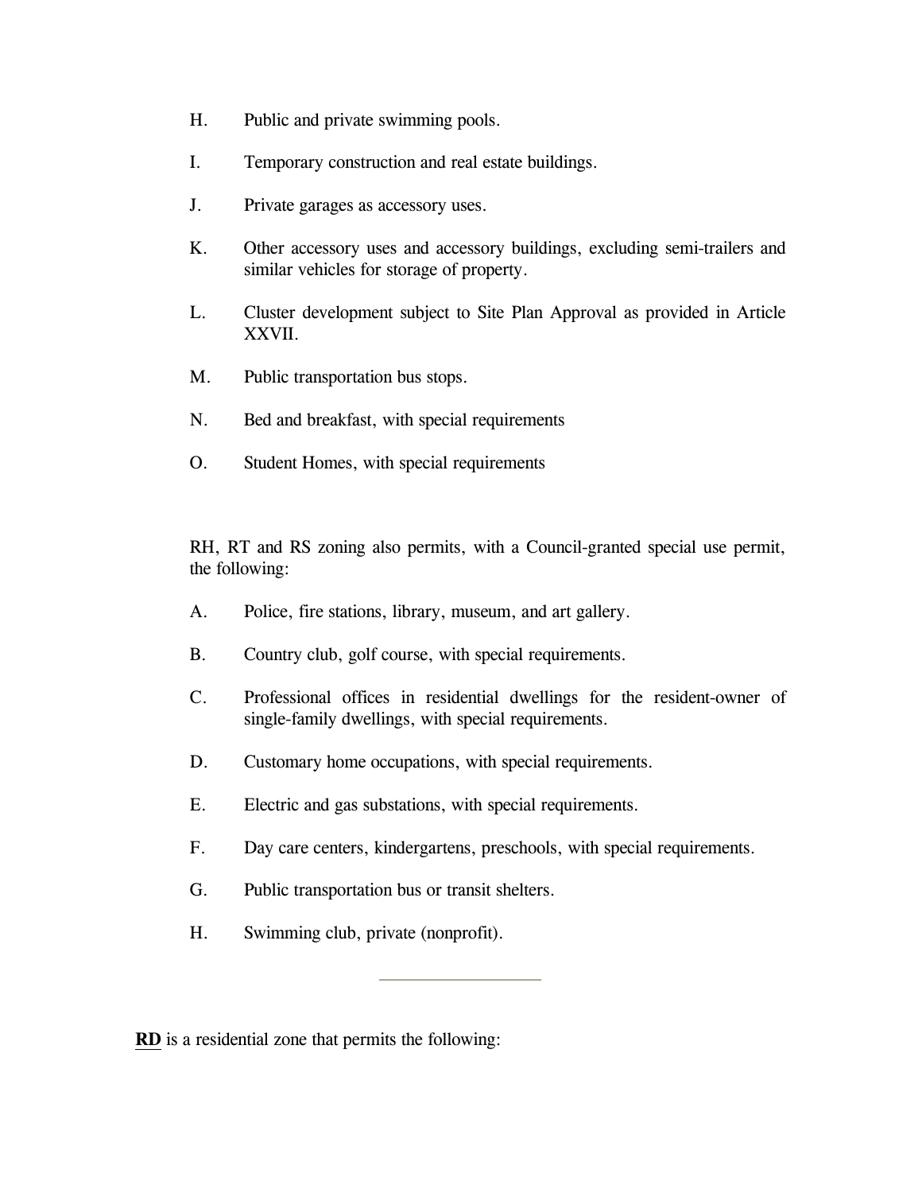H. Public and private swimming pools.

I. Temporary construction and real estate buildings.

J. Private garages as accessory uses.

K. Other accessory uses and accessory buildings, excluding semi-trailers and similar vehicles for storage of property.

L. Cluster development subject to Site Plan Approval as provided in Article XXVII.

M. Public transportation bus stops.

N. Bed and breakfast, with special requirements

O. Student Homes, with special requirements

RH, RT and RS zoning also permits, with a Council-granted special use permit, the following:

A. Police, fire stations, library, museum, and art gallery.

B. Country club, golf course, with special requirements.

C. Professional offices in residential dwellings for the resident-owner of single-family dwellings, with special requirements.

D. Customary home occupations, with special requirements.

E. Electric and gas substations, with special requirements.

F. Day care centers, kindergartens, preschools, with special requirements.

G. Public transportation bus or transit shelters.

H. Swimming club, private (nonprofit).

---

**RD** is a residential zone that permits the following: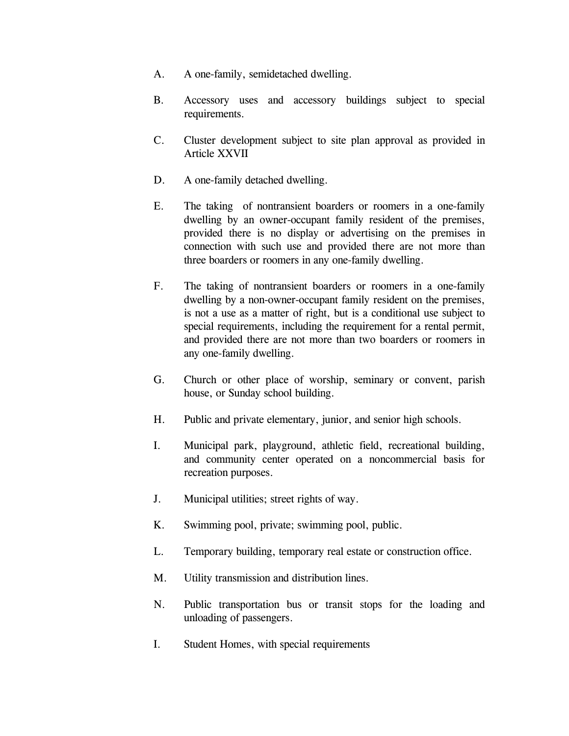A. A one-family, semidetached dwelling.

B. Accessory uses and accessory buildings subject to special requirements.

C. Cluster development subject to site plan approval as provided in Article XXVII

D. A one-family detached dwelling.

E. The taking of nontransient boarders or roomers in a one-family dwelling by an owner-occupant family resident of the premises, provided there is no display or advertising on the premises in connection with such use and provided there are not more than three boarders or roomers in any one-family dwelling.

F. The taking of nontransient boarders or roomers in a one-family dwelling by a non-owner-occupant family resident on the premises, is not a use as a matter of right, but is a conditional use subject to special requirements, including the requirement for a rental permit, and provided there are not more than two boarders or roomers in any one-family dwelling.

G. Church or other place of worship, seminary or convent, parish house, or Sunday school building.

H. Public and private elementary, junior, and senior high schools.

I. Municipal park, playground, athletic field, recreational building, and community center operated on a noncommercial basis for recreation purposes.

J. Municipal utilities; street rights of way.

K. Swimming pool, private; swimming pool, public.

L. Temporary building, temporary real estate or construction office.

M. Utility transmission and distribution lines.

N. Public transportation bus or transit stops for the loading and unloading of passengers.

I. Student Homes, with special requirements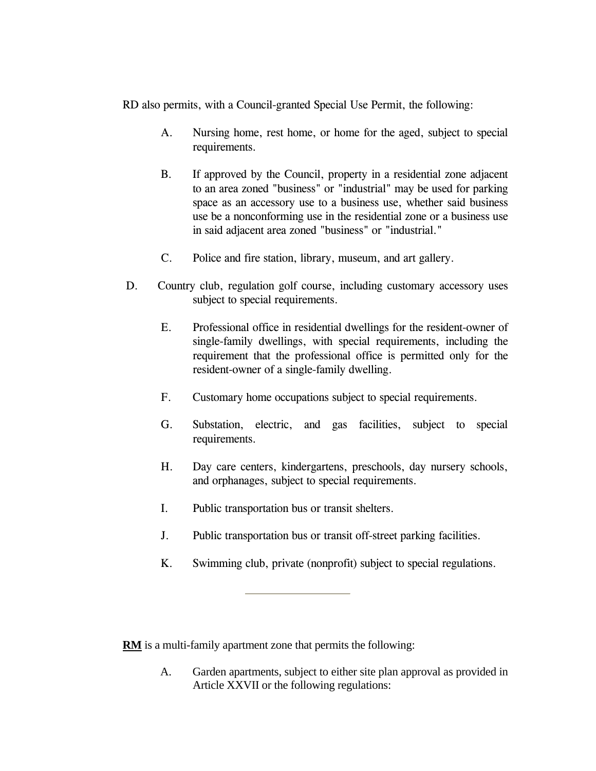RD also permits, with a Council-granted Special Use Permit, the following:

A. Nursing home, rest home, or home for the aged, subject to special requirements.

B. If approved by the Council, property in a residential zone adjacent to an area zoned "business" or "industrial" may be used for parking space as an accessory use to a business use, whether said business use be a nonconforming use in the residential zone or a business use in said adjacent area zoned "business" or "industrial."

C. Police and fire station, library, museum, and art gallery.

D. Country club, regulation golf course, including customary accessory uses subject to special requirements.

E. Professional office in residential dwellings for the resident-owner of single-family dwellings, with special requirements, including the requirement that the professional office is permitted only for the resident-owner of a single-family dwelling.

F. Customary home occupations subject to special requirements.

G. Substation, electric, and gas facilities, subject to special requirements.

H. Day care centers, kindergartens, preschools, day nursery schools, and orphanages, subject to special requirements.

I. Public transportation bus or transit shelters.

J. Public transportation bus or transit off-street parking facilities.

K. Swimming club, private (nonprofit) subject to special regulations.

---

**RM** is a multi-family apartment zone that permits the following:

A. Garden apartments, subject to either site plan approval as provided in Article XXVII or the following regulations: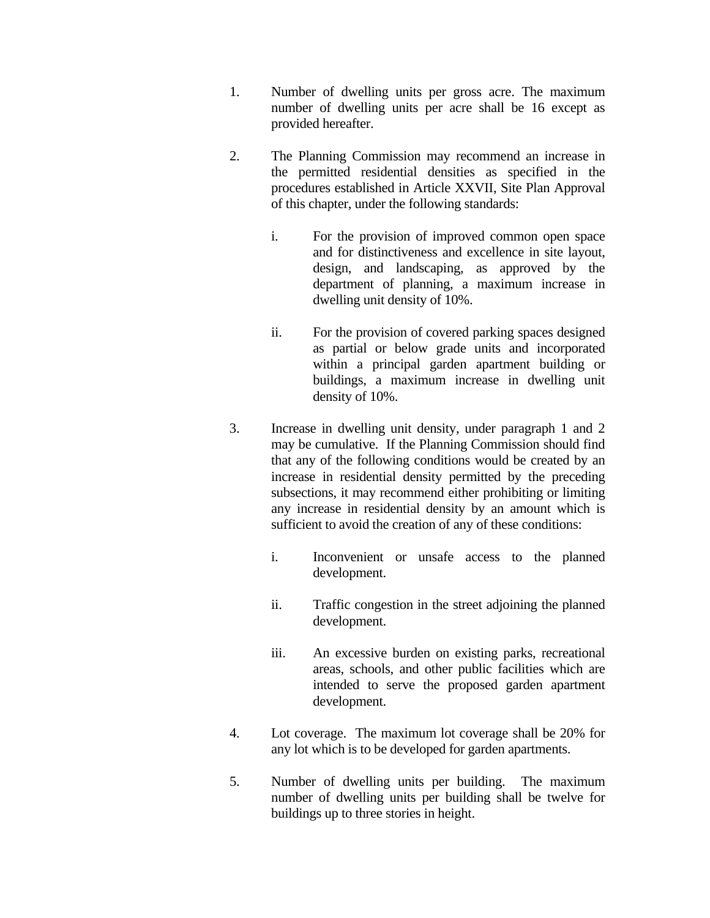1. Number of dwelling units per gross acre. The maximum number of dwelling units per acre shall be 16 except as provided hereafter.

2. The Planning Commission may recommend an increase in the permitted residential densities as specified in the procedures established in Article XXVII, Site Plan Approval of this chapter, under the following standards:

   i. For the provision of improved common open space and for distinctiveness and excellence in site layout, design, and landscaping, as approved by the department of planning, a maximum increase in dwelling unit density of 10%.

   ii. For the provision of covered parking spaces designed as partial or below grade units and incorporated within a principal garden apartment building or buildings, a maximum increase in dwelling unit density of 10%.

3. Increase in dwelling unit density, under paragraph 1 and 2 may be cumulative. If the Planning Commission should find that any of the following conditions would be created by an increase in residential density permitted by the preceding subsections, it may recommend either prohibiting or limiting any increase in residential density by an amount which is sufficient to avoid the creation of any of these conditions:

   i. Inconvenient or unsafe access to the planned development.

   ii. Traffic congestion in the street adjoining the planned development.

   iii. An excessive burden on existing parks, recreational areas, schools, and other public facilities which are intended to serve the proposed garden apartment development.

4. Lot coverage. The maximum lot coverage shall be 20% for any lot which is to be developed for garden apartments.

5. Number of dwelling units per building. The maximum number of dwelling units per building shall be twelve for buildings up to three stories in height.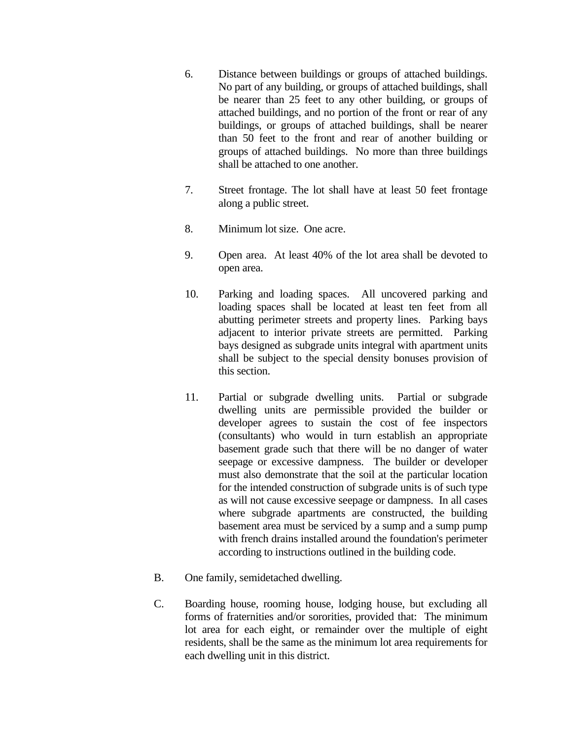6. Distance between buildings or groups of attached buildings. No part of any building, or groups of attached buildings, shall be nearer than 25 feet to any other building, or groups of attached buildings, and no portion of the front or rear of any buildings, or groups of attached buildings, shall be nearer than 50 feet to the front and rear of another building or groups of attached buildings. No more than three buildings shall be attached to one another.

7. Street frontage. The lot shall have at least 50 feet frontage along a public street.

8. Minimum lot size. One acre.

9. Open area. At least 40% of the lot area shall be devoted to open area.

10. Parking and loading spaces. All uncovered parking and loading spaces shall be located at least ten feet from all abutting perimeter streets and property lines. Parking bays adjacent to interior private streets are permitted. Parking bays designed as subgrade units integral with apartment units shall be subject to the special density bonuses provision of this section.

11. Partial or subgrade dwelling units. Partial or subgrade dwelling units are permissible provided the builder or developer agrees to sustain the cost of fee inspectors (consultants) who would in turn establish an appropriate basement grade such that there will be no danger of water seepage or excessive dampness. The builder or developer must also demonstrate that the soil at the particular location for the intended construction of subgrade units is of such type as will not cause excessive seepage or dampness. In all cases where subgrade apartments are constructed, the building basement area must be serviced by a sump and a sump pump with french drains installed around the foundation's perimeter according to instructions outlined in the building code.

B. One family, semidetached dwelling.

C. Boarding house, rooming house, lodging house, but excluding all forms of fraternities and/or sororities, provided that: The minimum lot area for each eight, or remainder over the multiple of eight residents, shall be the same as the minimum lot area requirements for each dwelling unit in this district.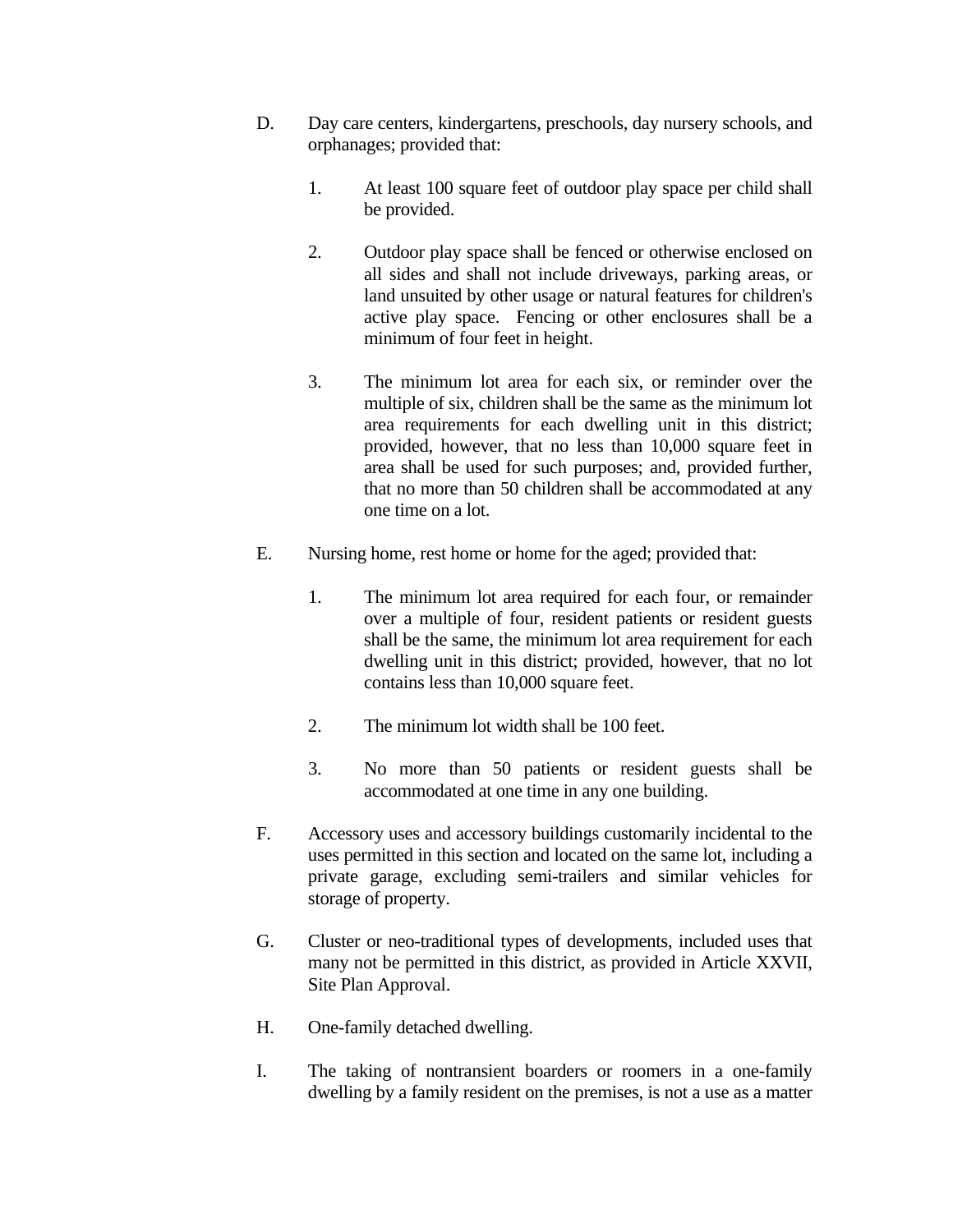D. Day care centers, kindergartens, preschools, day nursery schools, and orphanages; provided that:

   1. At least 100 square feet of outdoor play space per child shall be provided.

   2. Outdoor play space shall be fenced or otherwise enclosed on all sides and shall not include driveways, parking areas, or land unsuited by other usage or natural features for children's active play space. Fencing or other enclosures shall be a minimum of four feet in height.

   3. The minimum lot area for each six, or reminder over the multiple of six, children shall be the same as the minimum lot area requirements for each dwelling unit in this district; provided, however, that no less than 10,000 square feet in area shall be used for such purposes; and, provided further, that no more than 50 children shall be accommodated at any one time on a lot.

E. Nursing home, rest home or home for the aged; provided that:

   1. The minimum lot area required for each four, or remainder over a multiple of four, resident patients or resident guests shall be the same, the minimum lot area requirement for each dwelling unit in this district; provided, however, that no lot contains less than 10,000 square feet.

   2. The minimum lot width shall be 100 feet.

   3. No more than 50 patients or resident guests shall be accommodated at one time in any one building.

F. Accessory uses and accessory buildings customarily incidental to the uses permitted in this section and located on the same lot, including a private garage, excluding semi-trailers and similar vehicles for storage of property.

G. Cluster or neo-traditional types of developments, included uses that many not be permitted in this district, as provided in Article XXVII, Site Plan Approval.

H. One-family detached dwelling.

I. The taking of nontransient boarders or roomers in a one-family dwelling by a family resident on the premises, is not a use as a matter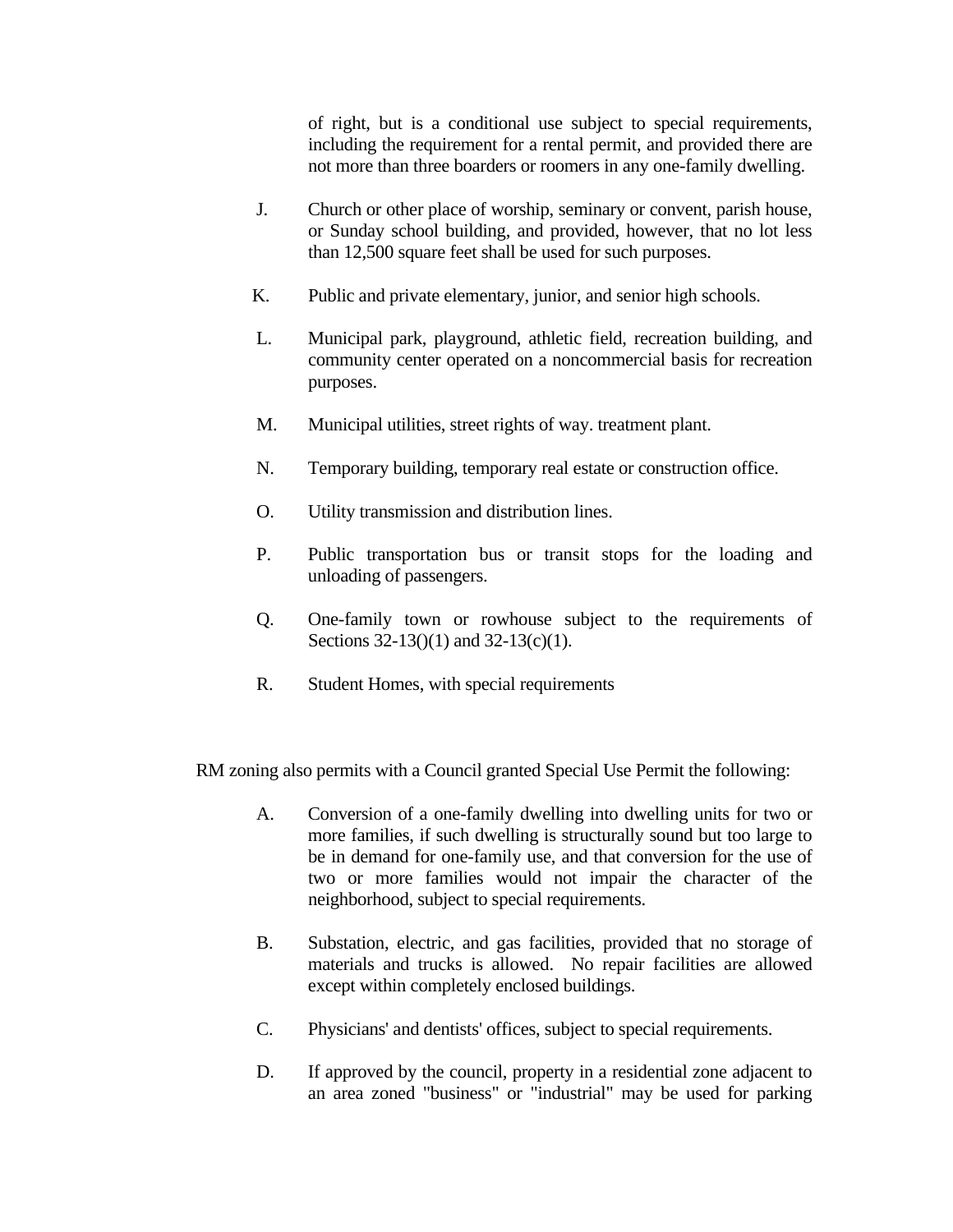of right, but is a conditional use subject to special requirements, including the requirement for a rental permit, and provided there are not more than three boarders or roomers in any one-family dwelling.

J. Church or other place of worship, seminary or convent, parish house, or Sunday school building, and provided, however, that no lot less than 12,500 square feet shall be used for such purposes.

K. Public and private elementary, junior, and senior high schools.

L. Municipal park, playground, athletic field, recreation building, and community center operated on a noncommercial basis for recreation purposes.

M. Municipal utilities, street rights of way. treatment plant.

N. Temporary building, temporary real estate or construction office.

O. Utility transmission and distribution lines.

P. Public transportation bus or transit stops for the loading and unloading of passengers.

Q. One-family town or rowhouse subject to the requirements of Sections 32-13()(1) and 32-13(c)(1).

R. Student Homes, with special requirements

RM zoning also permits with a Council granted Special Use Permit the following:

A. Conversion of a one-family dwelling into dwelling units for two or more families, if such dwelling is structurally sound but too large to be in demand for one-family use, and that conversion for the use of two or more families would not impair the character of the neighborhood, subject to special requirements.

B. Substation, electric, and gas facilities, provided that no storage of materials and trucks is allowed. No repair facilities are allowed except within completely enclosed buildings.

C. Physicians' and dentists' offices, subject to special requirements.

D. If approved by the council, property in a residential zone adjacent to an area zoned "business" or "industrial" may be used for parking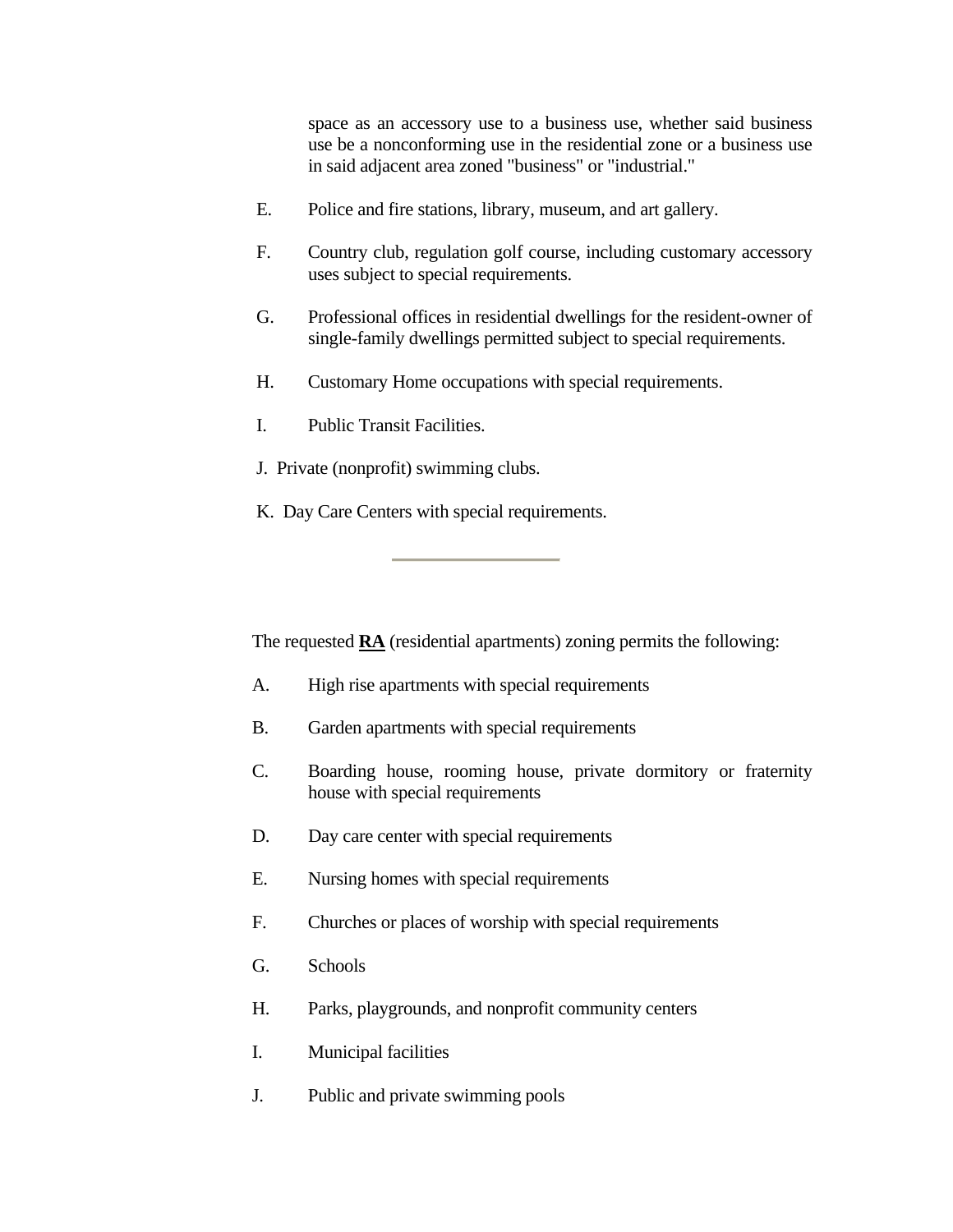space as an accessory use to a business use, whether said business use be a nonconforming use in the residential zone or a business use in said adjacent area zoned "business" or "industrial."

E. Police and fire stations, library, museum, and art gallery.

F. Country club, regulation golf course, including customary accessory uses subject to special requirements.

G. Professional offices in residential dwellings for the resident-owner of single-family dwellings permitted subject to special requirements.

H. Customary Home occupations with special requirements.

I. Public Transit Facilities.

J. Private (nonprofit) swimming clubs.

K. Day Care Centers with special requirements.

---

The requested **RA** (residential apartments) zoning permits the following:

A. High rise apartments with special requirements

B. Garden apartments with special requirements

C. Boarding house, rooming house, private dormitory or fraternity house with special requirements

D. Day care center with special requirements

E. Nursing homes with special requirements

F. Churches or places of worship with special requirements

G. Schools

H. Parks, playgrounds, and nonprofit community centers

I. Municipal facilities

J. Public and private swimming pools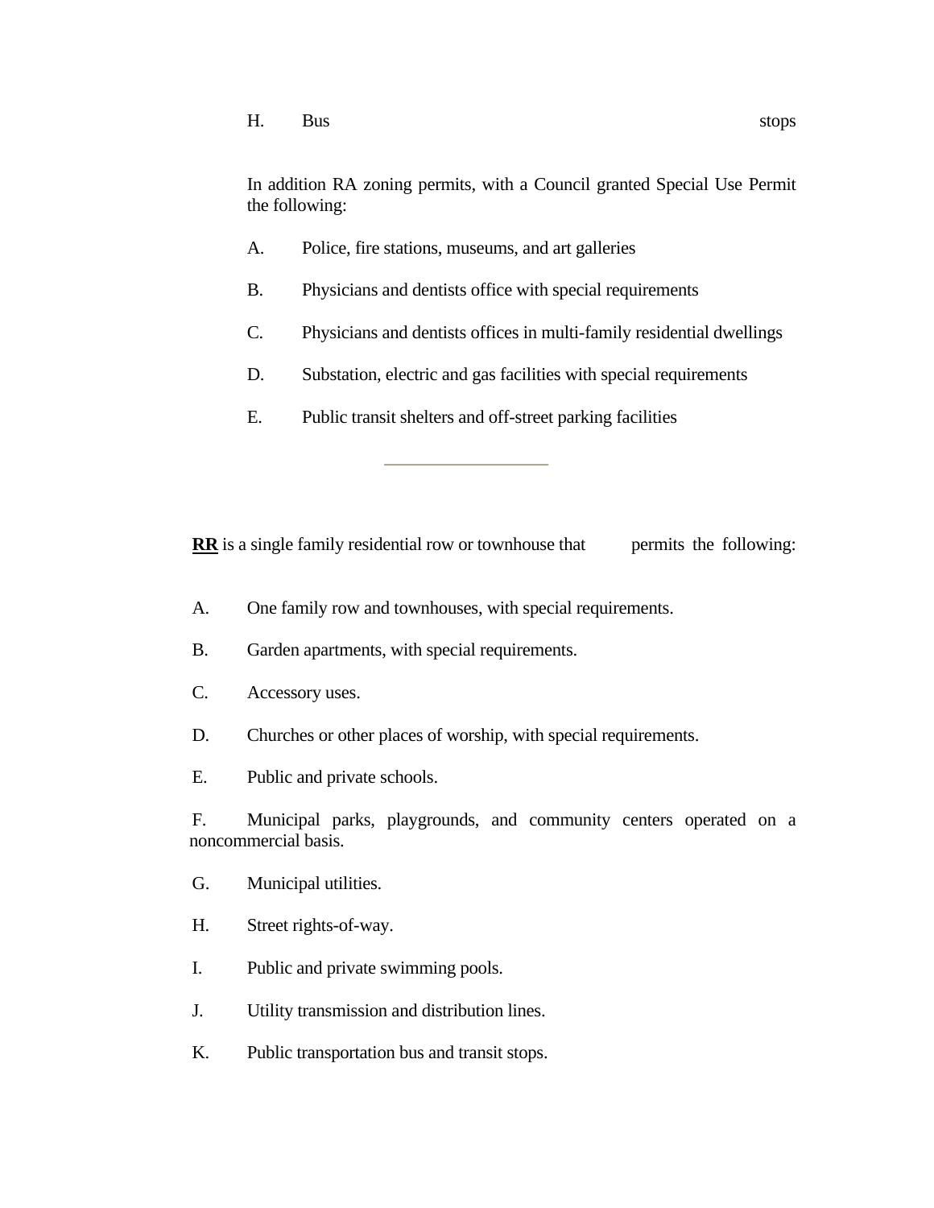H. Bus stops

In addition RA zoning permits, with a Council granted Special Use Permit the following:

A. Police, fire stations, museums, and art galleries

B. Physicians and dentists office with special requirements

C. Physicians and dentists offices in multi-family residential dwellings

D. Substation, electric and gas facilities with special requirements

E. Public transit shelters and off-street parking facilities

---

**RR** is a single family residential row or townhouse that permits the following:

A. One family row and townhouses, with special requirements.

B. Garden apartments, with special requirements.

C. Accessory uses.

D. Churches or other places of worship, with special requirements.

E. Public and private schools.

F. Municipal parks, playgrounds, and community centers operated on a noncommercial basis.

G. Municipal utilities.

H. Street rights-of-way.

I. Public and private swimming pools.

J. Utility transmission and distribution lines.

K. Public transportation bus and transit stops.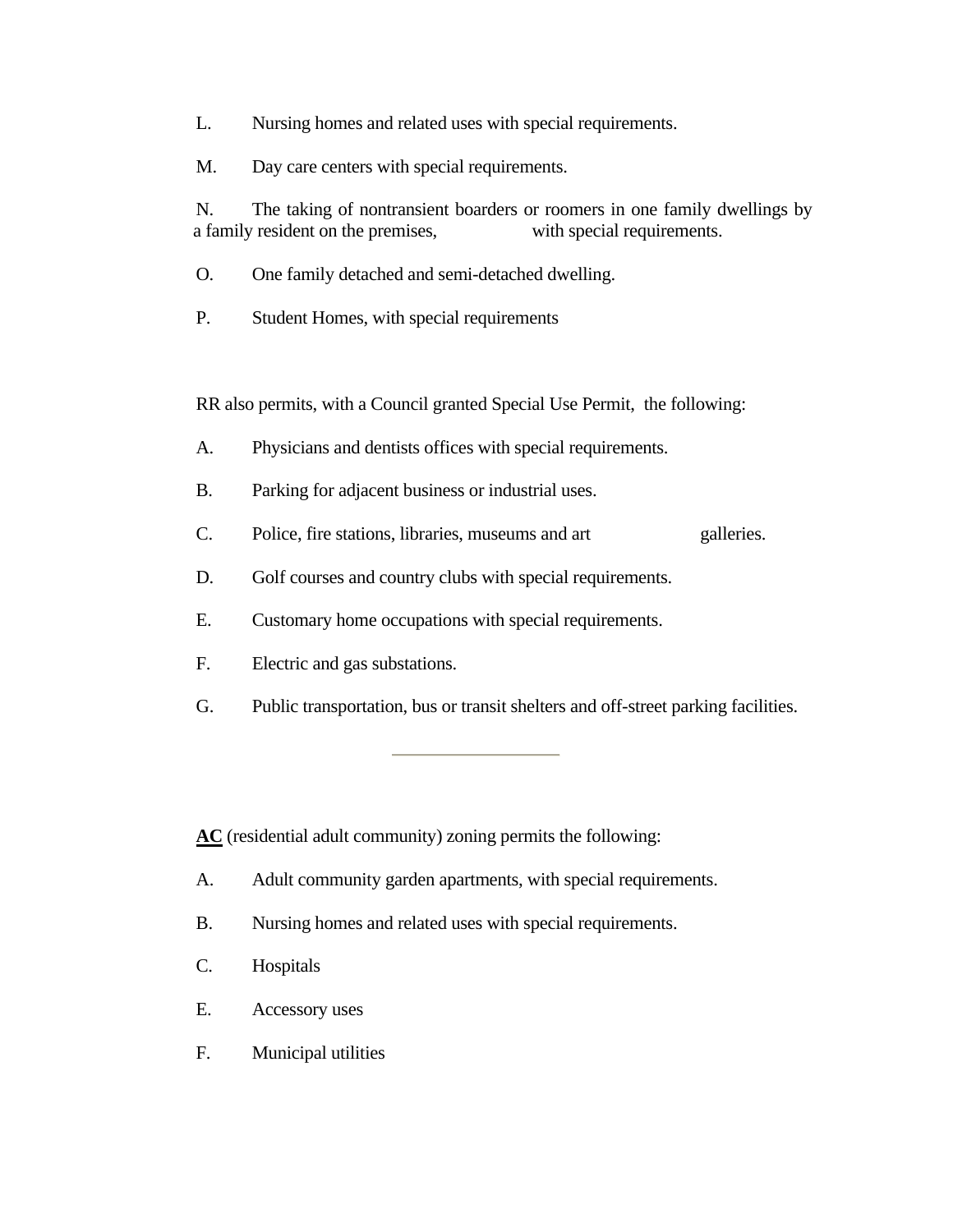L. Nursing homes and related uses with special requirements.

M. Day care centers with special requirements.

N. The taking of nontransient boarders or roomers in one family dwellings by a family resident on the premises, with special requirements.

O. One family detached and semi-detached dwelling.

P. Student Homes, with special requirements

RR also permits, with a Council granted Special Use Permit, the following:

A. Physicians and dentists offices with special requirements.

B. Parking for adjacent business or industrial uses.

C. Police, fire stations, libraries, museums and art galleries.

D. Golf courses and country clubs with special requirements.

E. Customary home occupations with special requirements.

F. Electric and gas substations.

G. Public transportation, bus or transit shelters and off-street parking facilities.

---

**AC** (residential adult community) zoning permits the following:

A. Adult community garden apartments, with special requirements.

B. Nursing homes and related uses with special requirements.

C. Hospitals

E. Accessory uses

F. Municipal utilities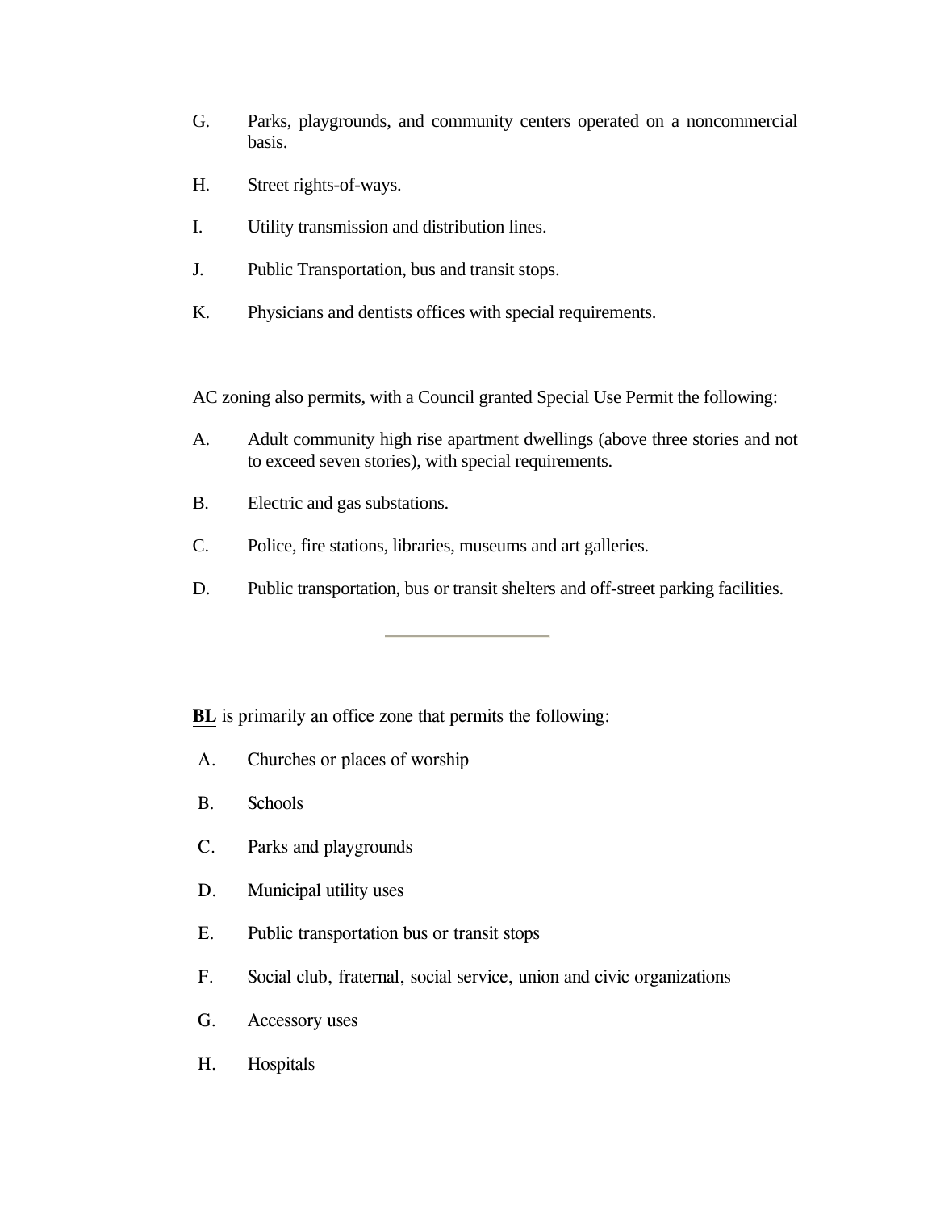G. Parks, playgrounds, and community centers operated on a noncommercial basis.

H. Street rights-of-ways.

I. Utility transmission and distribution lines.

J. Public Transportation, bus and transit stops.

K. Physicians and dentists offices with special requirements.

AC zoning also permits, with a Council granted Special Use Permit the following:

A. Adult community high rise apartment dwellings (above three stories and not to exceed seven stories), with special requirements.

B. Electric and gas substations.

C. Police, fire stations, libraries, museums and art galleries.

D. Public transportation, bus or transit shelters and off-street parking facilities.

---

**BL** is primarily an office zone that permits the following:

A. Churches or places of worship

B. Schools

C. Parks and playgrounds

D. Municipal utility uses

E. Public transportation bus or transit stops

F. Social club, fraternal, social service, union and civic organizations

G. Accessory uses

H. Hospitals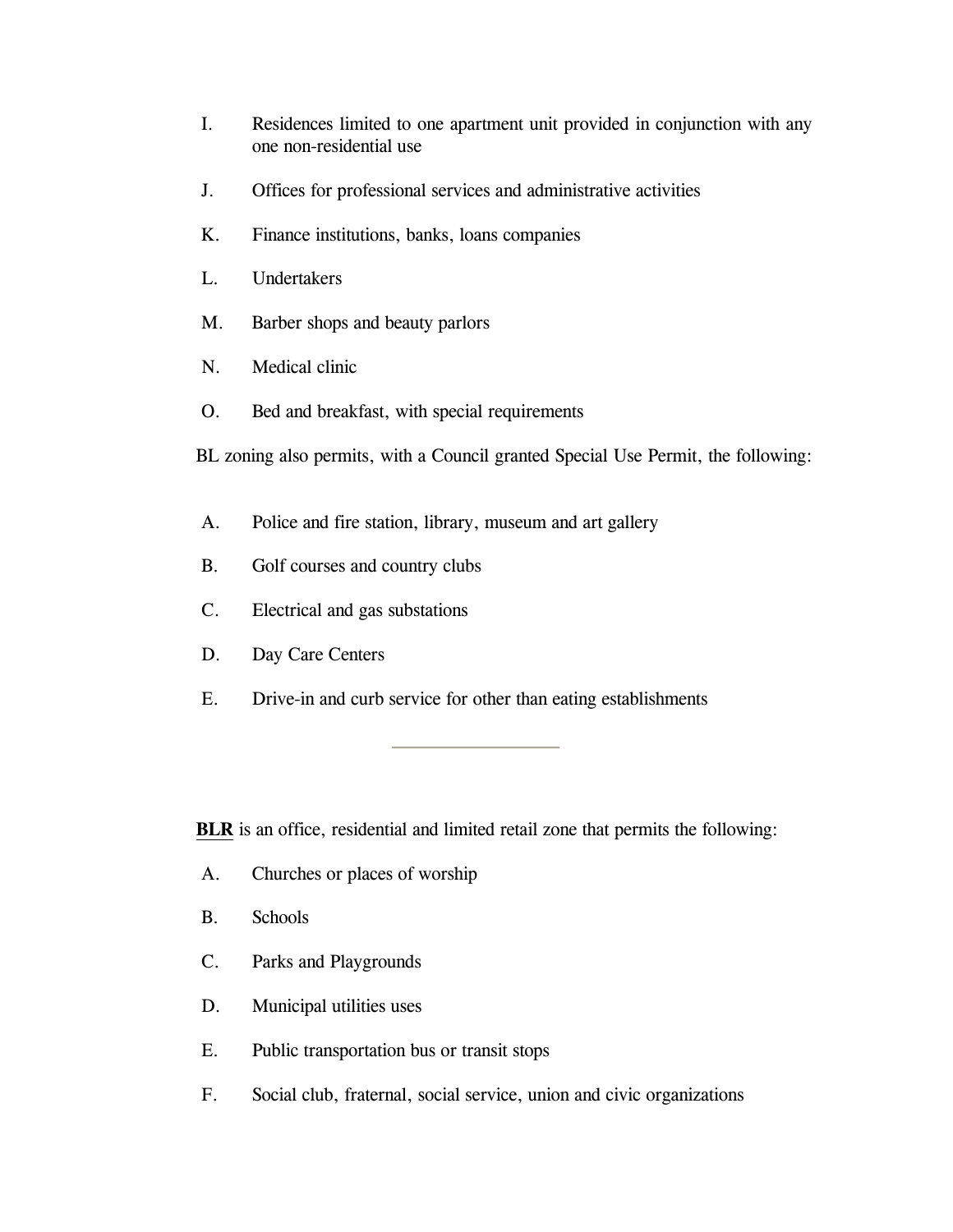I. Residences limited to one apartment unit provided in conjunction with any one non-residential use

J. Offices for professional services and administrative activities

K. Finance institutions, banks, loans companies

L. Undertakers

M. Barber shops and beauty parlors

N. Medical clinic

O. Bed and breakfast, with special requirements

BL zoning also permits, with a Council granted Special Use Permit, the following:

A. Police and fire station, library, museum and art gallery

B. Golf courses and country clubs

C. Electrical and gas substations

D. Day Care Centers

E. Drive-in and curb service for other than eating establishments

---

**BLR** is an office, residential and limited retail zone that permits the following:

A. Churches or places of worship

B. Schools

C. Parks and Playgrounds

D. Municipal utilities uses

E. Public transportation bus or transit stops

F. Social club, fraternal, social service, union and civic organizations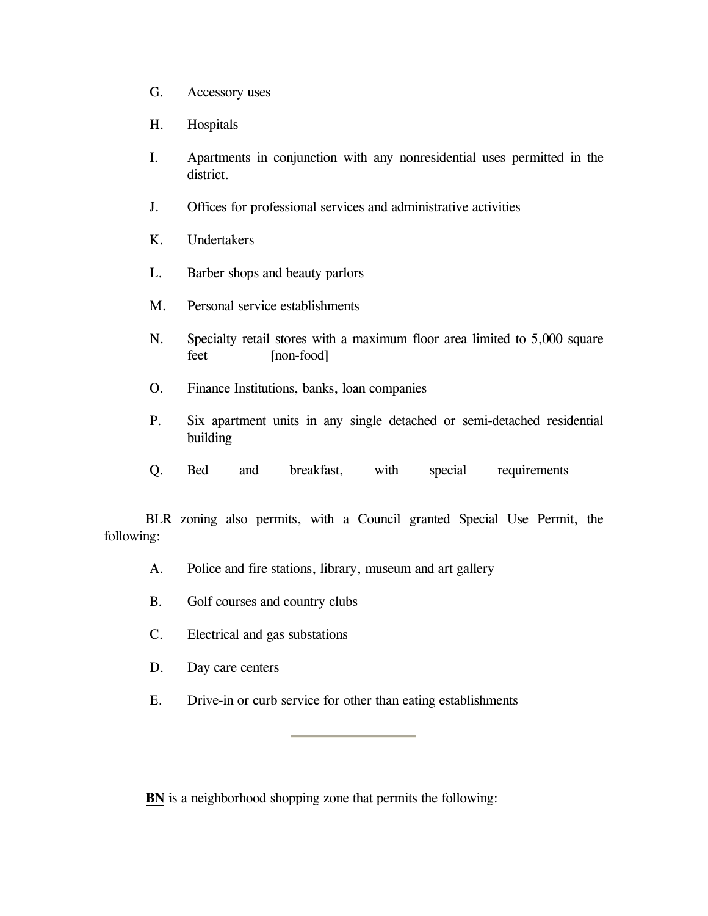G. Accessory uses

H. Hospitals

I. Apartments in conjunction with any nonresidential uses permitted in the district.

J. Offices for professional services and administrative activities

K. Undertakers

L. Barber shops and beauty parlors

M. Personal service establishments

N. Specialty retail stores with a maximum floor area limited to 5,000 square feet [non-food]

O. Finance Institutions, banks, loan companies

P. Six apartment units in any single detached or semi-detached residential building

Q. Bed and breakfast, with special requirements

BLR zoning also permits, with a Council granted Special Use Permit, the following:

A. Police and fire stations, library, museum and art gallery

B. Golf courses and country clubs

C. Electrical and gas substations

D. Day care centers

E. Drive-in or curb service for other than eating establishments

---

**BN** is a neighborhood shopping zone that permits the following: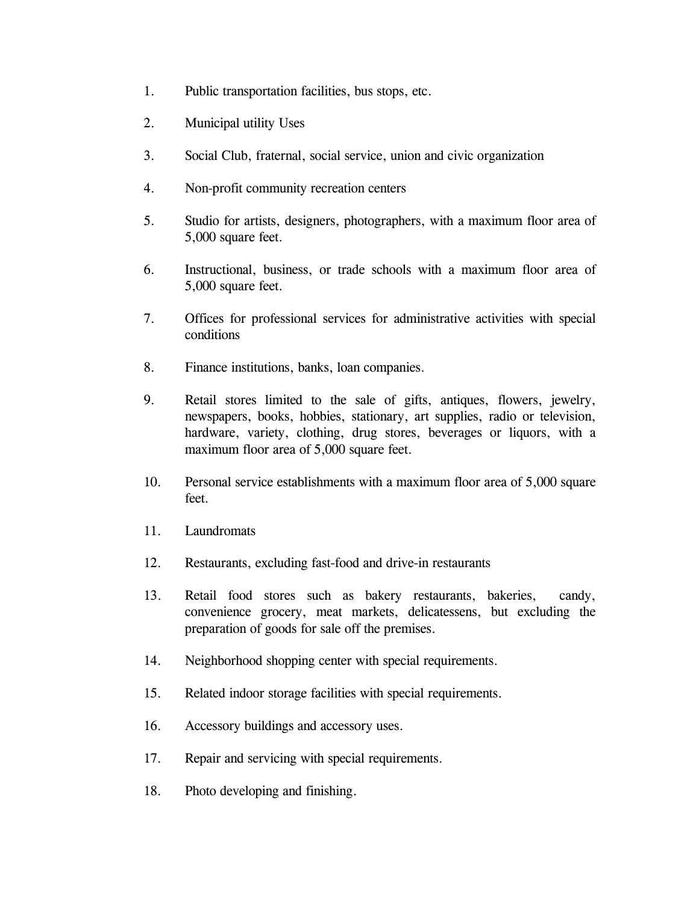1. Public transportation facilities, bus stops, etc.

2. Municipal utility Uses

3. Social Club, fraternal, social service, union and civic organization

4. Non-profit community recreation centers

5. Studio for artists, designers, photographers, with a maximum floor area of 5,000 square feet.

6. Instructional, business, or trade schools with a maximum floor area of 5,000 square feet.

7. Offices for professional services for administrative activities with special conditions

8. Finance institutions, banks, loan companies.

9. Retail stores limited to the sale of gifts, antiques, flowers, jewelry, newspapers, books, hobbies, stationary, art supplies, radio or television, hardware, variety, clothing, drug stores, beverages or liquors, with a maximum floor area of 5,000 square feet.

10. Personal service establishments with a maximum floor area of 5,000 square feet.

11. Laundromats

12. Restaurants, excluding fast-food and drive-in restaurants

13. Retail food stores such as bakery restaurants, bakeries, candy, convenience grocery, meat markets, delicatessens, but excluding the preparation of goods for sale off the premises.

14. Neighborhood shopping center with special requirements.

15. Related indoor storage facilities with special requirements.

16. Accessory buildings and accessory uses.

17. Repair and servicing with special requirements.

18. Photo developing and finishing.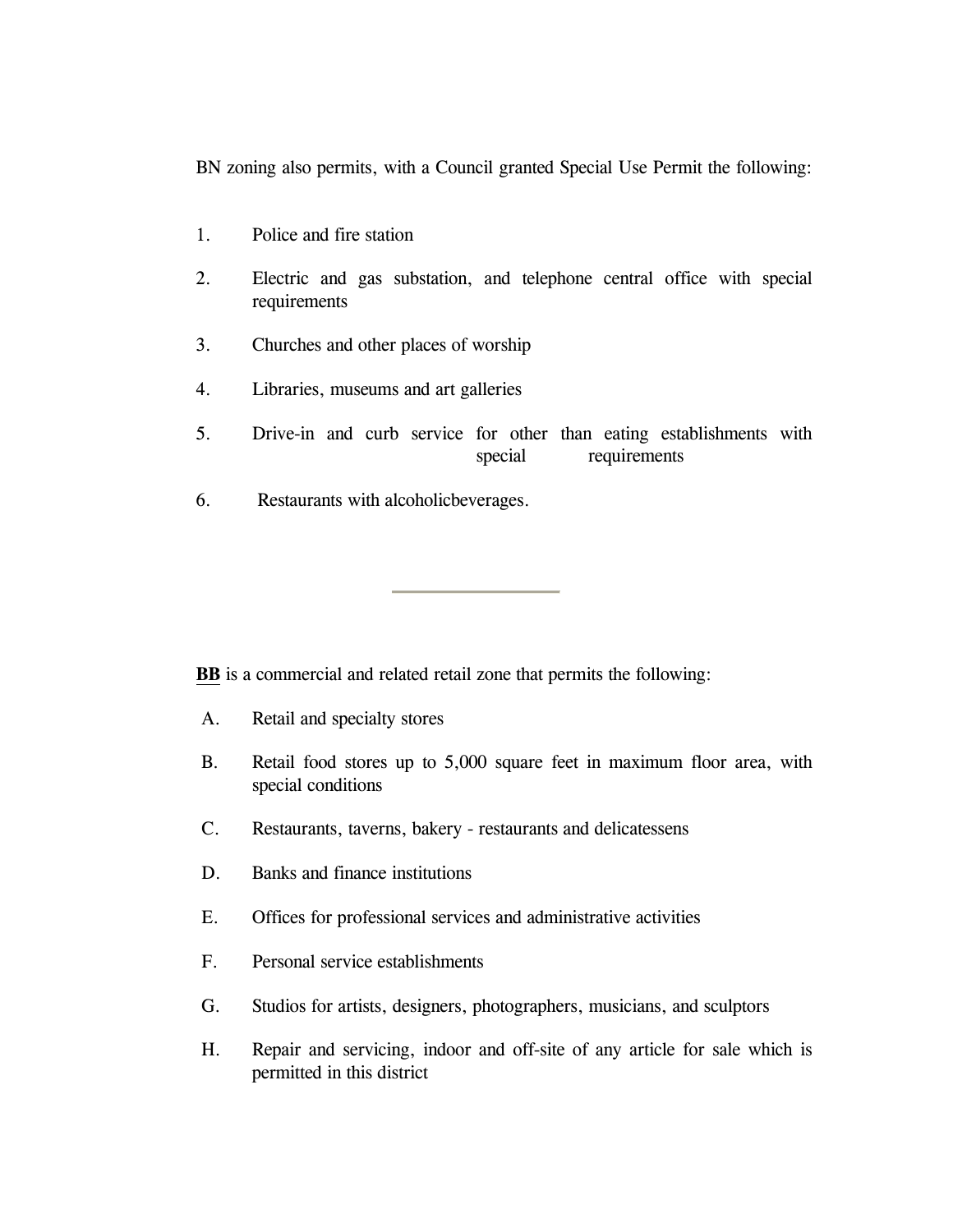BN zoning also permits, with a Council granted Special Use Permit the following:

1. Police and fire station
2. Electric and gas substation, and telephone central office with special requirements
3. Churches and other places of worship
4. Libraries, museums and art galleries
5. Drive-in and curb service for other than eating establishments with special requirements
6. Restaurants with alcoholicbeverages.

---

**BB** is a commercial and related retail zone that permits the following:

A. Retail and specialty stores

B. Retail food stores up to 5,000 square feet in maximum floor area, with special conditions

C. Restaurants, taverns, bakery - restaurants and delicatessens

D. Banks and finance institutions

E. Offices for professional services and administrative activities

F. Personal service establishments

G. Studios for artists, designers, photographers, musicians, and sculptors

H. Repair and servicing, indoor and off-site of any article for sale which is permitted in this district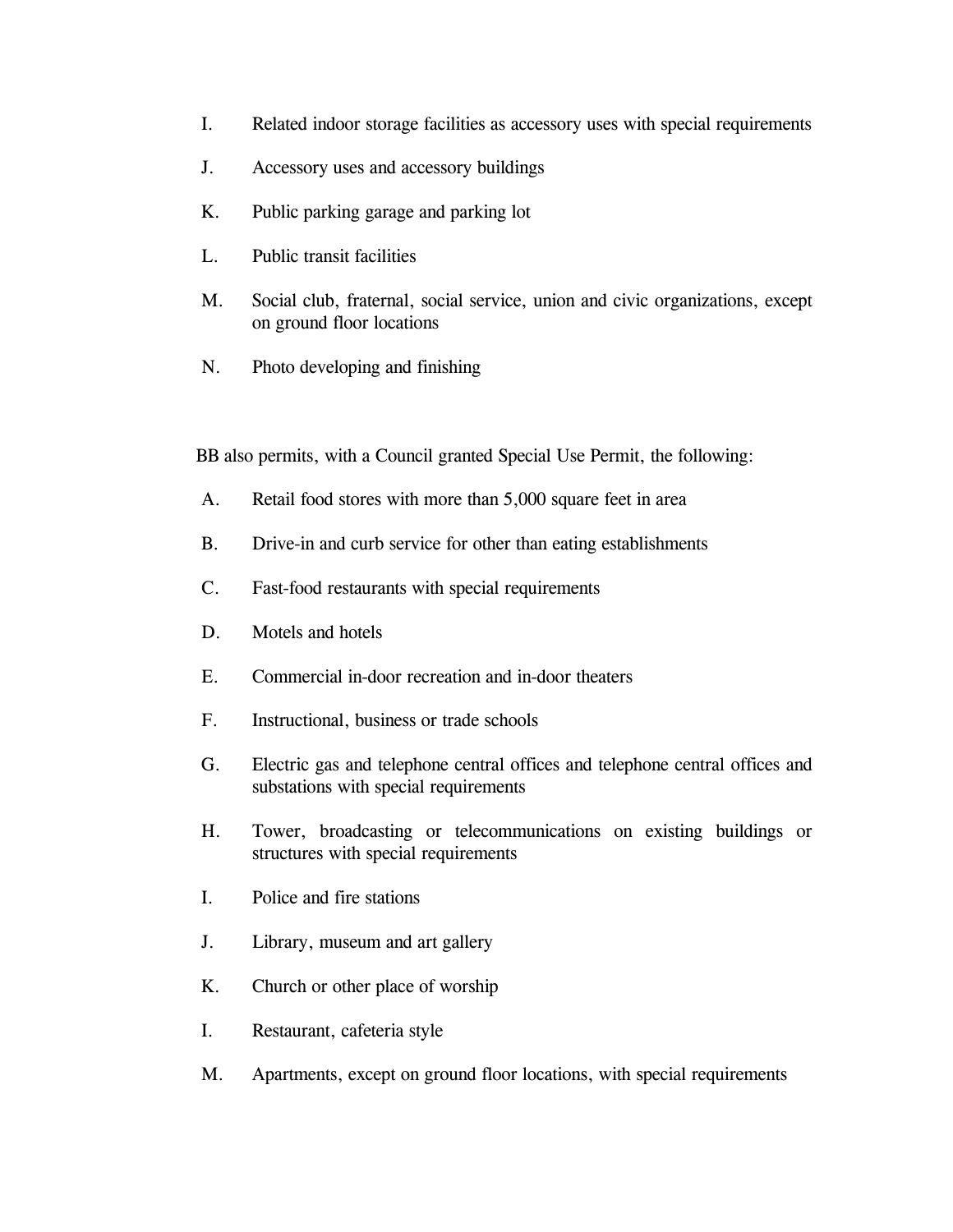I. Related indoor storage facilities as accessory uses with special requirements

J. Accessory uses and accessory buildings

K. Public parking garage and parking lot

L. Public transit facilities

M. Social club, fraternal, social service, union and civic organizations, except on ground floor locations

N. Photo developing and finishing

BB also permits, with a Council granted Special Use Permit, the following:

A. Retail food stores with more than 5,000 square feet in area

B. Drive-in and curb service for other than eating establishments

C. Fast-food restaurants with special requirements

D. Motels and hotels

E. Commercial in-door recreation and in-door theaters

F. Instructional, business or trade schools

G. Electric gas and telephone central offices and telephone central offices and substations with special requirements

H. Tower, broadcasting or telecommunications on existing buildings or structures with special requirements

I. Police and fire stations

J. Library, museum and art gallery

K. Church or other place of worship

I. Restaurant, cafeteria style

M. Apartments, except on ground floor locations, with special requirements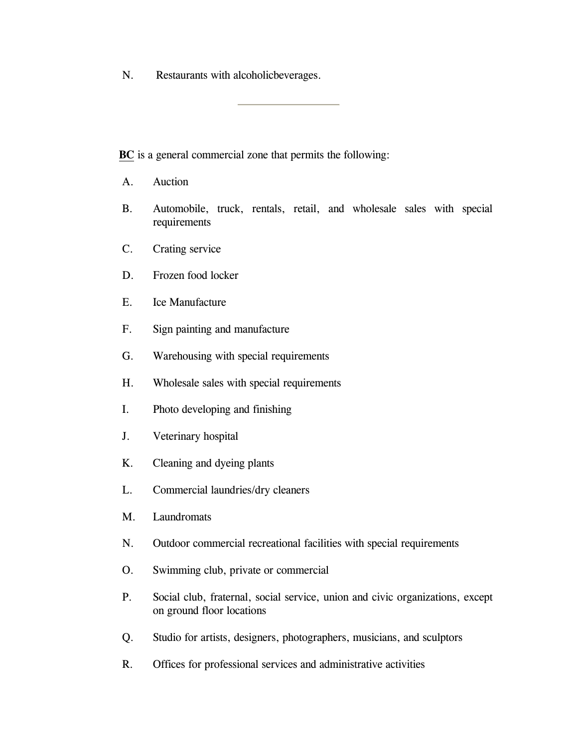N. Restaurants with alcoholicbeverages.

---

**BC** is a general commercial zone that permits the following:

A. Auction

B. Automobile, truck, rentals, retail, and wholesale sales with special requirements

C. Crating service

D. Frozen food locker

E. Ice Manufacture

F. Sign painting and manufacture

G. Warehousing with special requirements

H. Wholesale sales with special requirements

I. Photo developing and finishing

J. Veterinary hospital

K. Cleaning and dyeing plants

L. Commercial laundries/dry cleaners

M. Laundromats

N. Outdoor commercial recreational facilities with special requirements

O. Swimming club, private or commercial

P. Social club, fraternal, social service, union and civic organizations, except on ground floor locations

Q. Studio for artists, designers, photographers, musicians, and sculptors

R. Offices for professional services and administrative activities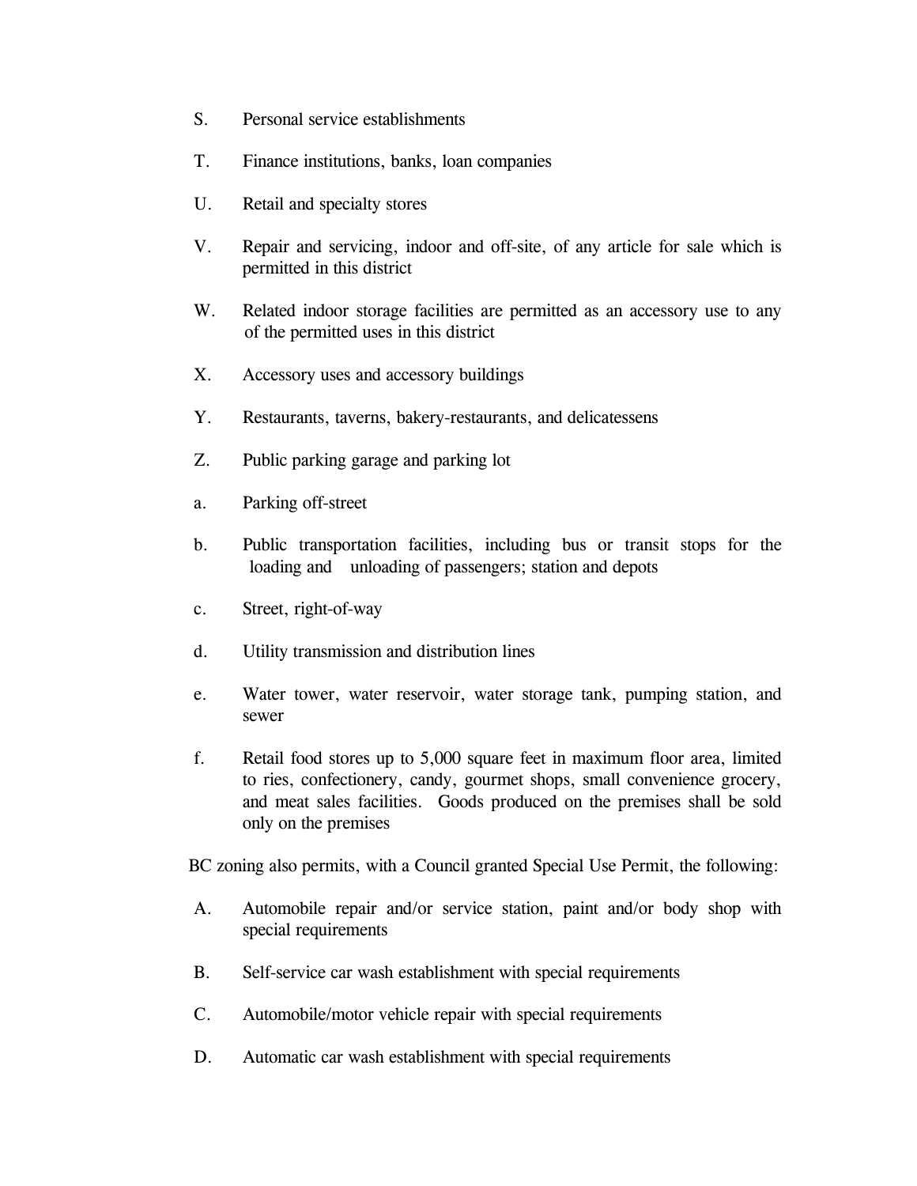S. Personal service establishments

T. Finance institutions, banks, loan companies

U. Retail and specialty stores

V. Repair and servicing, indoor and off-site, of any article for sale which is permitted in this district

W. Related indoor storage facilities are permitted as an accessory use to any of the permitted uses in this district

X. Accessory uses and accessory buildings

Y. Restaurants, taverns, bakery-restaurants, and delicatessens

Z. Public parking garage and parking lot

a. Parking off-street

b. Public transportation facilities, including bus or transit stops for the loading and unloading of passengers; station and depots

c. Street, right-of-way

d. Utility transmission and distribution lines

e. Water tower, water reservoir, water storage tank, pumping station, and sewer

f. Retail food stores up to 5,000 square feet in maximum floor area, limited to ries, confectionery, candy, gourmet shops, small convenience grocery, and meat sales facilities. Goods produced on the premises shall be sold only on the premises

BC zoning also permits, with a Council granted Special Use Permit, the following:

A. Automobile repair and/or service station, paint and/or body shop with special requirements

B. Self-service car wash establishment with special requirements

C. Automobile/motor vehicle repair with special requirements

D. Automatic car wash establishment with special requirements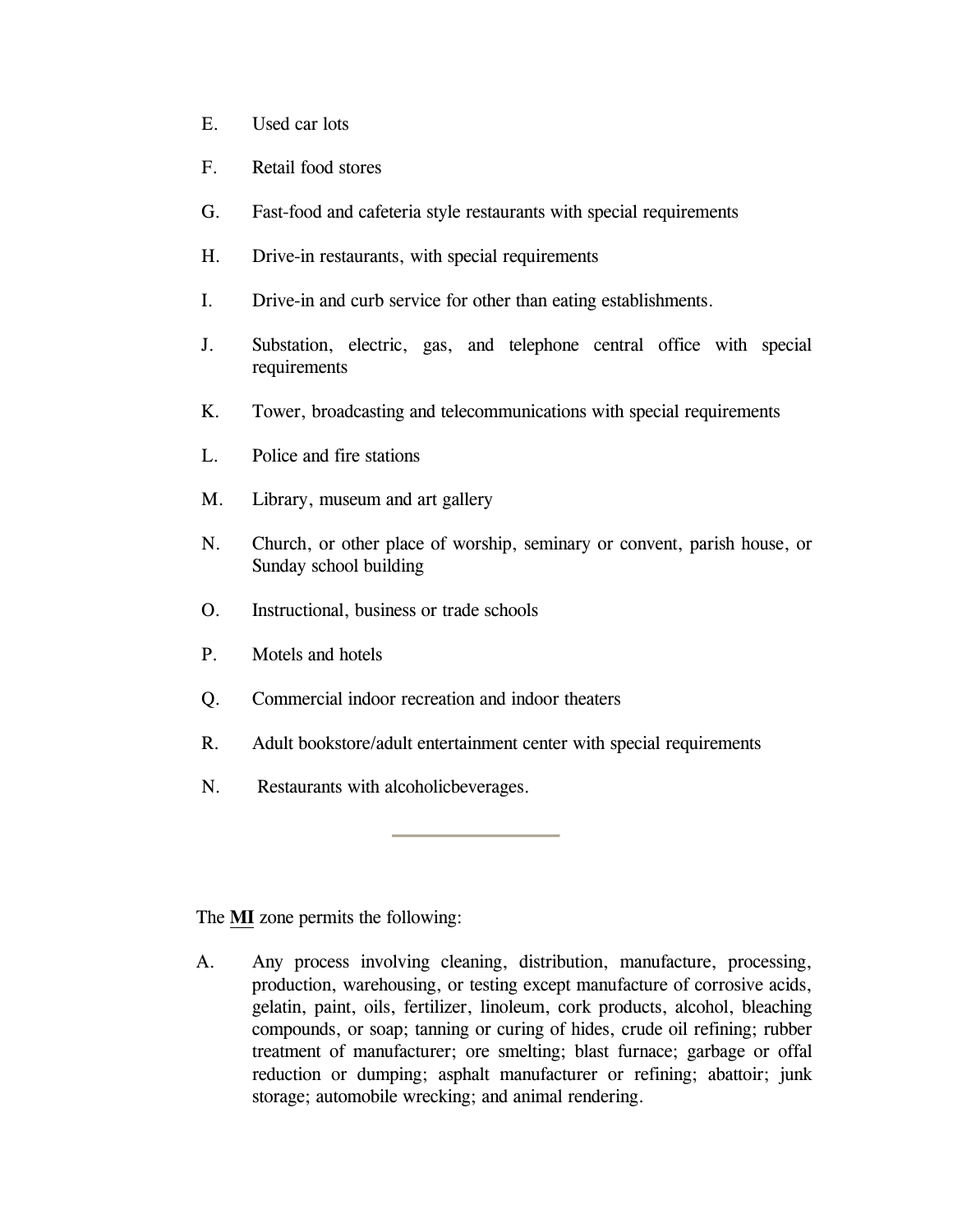E. Used car lots

F. Retail food stores

G. Fast-food and cafeteria style restaurants with special requirements

H. Drive-in restaurants, with special requirements

I. Drive-in and curb service for other than eating establishments.

J. Substation, electric, gas, and telephone central office with special requirements

K. Tower, broadcasting and telecommunications with special requirements

L. Police and fire stations

M. Library, museum and art gallery

N. Church, or other place of worship, seminary or convent, parish house, or Sunday school building

O. Instructional, business or trade schools

P. Motels and hotels

Q. Commercial indoor recreation and indoor theaters

R. Adult bookstore/adult entertainment center with special requirements

N. Restaurants with alcoholicbeverages.

---

The **MI** zone permits the following:

A. Any process involving cleaning, distribution, manufacture, processing, production, warehousing, or testing except manufacture of corrosive acids, gelatin, paint, oils, fertilizer, linoleum, cork products, alcohol, bleaching compounds, or soap; tanning or curing of hides, crude oil refining; rubber treatment of manufacturer; ore smelting; blast furnace; garbage or offal reduction or dumping; asphalt manufacturer or refining; abattoir; junk storage; automobile wrecking; and animal rendering.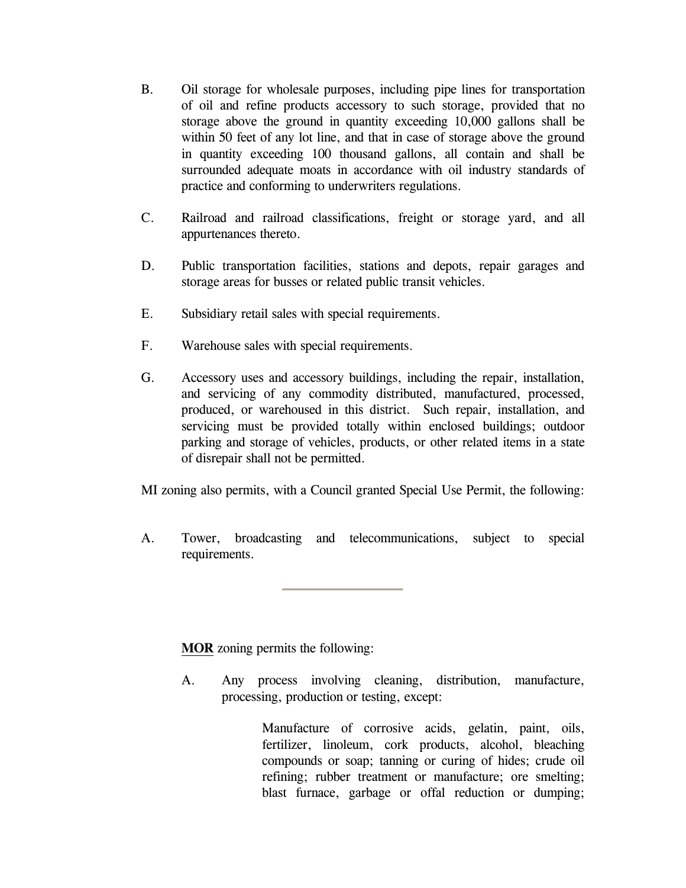B. Oil storage for wholesale purposes, including pipe lines for transportation of oil and refine products accessory to such storage, provided that no storage above the ground in quantity exceeding 10,000 gallons shall be within 50 feet of any lot line, and that in case of storage above the ground in quantity exceeding 100 thousand gallons, all contain and shall be surrounded adequate moats in accordance with oil industry standards of practice and conforming to underwriters regulations.

C. Railroad and railroad classifications, freight or storage yard, and all appurtenances thereto.

D. Public transportation facilities, stations and depots, repair garages and storage areas for busses or related public transit vehicles.

E. Subsidiary retail sales with special requirements.

F. Warehouse sales with special requirements.

G. Accessory uses and accessory buildings, including the repair, installation, and servicing of any commodity distributed, manufactured, processed, produced, or warehoused in this district. Such repair, installation, and servicing must be provided totally within enclosed buildings; outdoor parking and storage of vehicles, products, or other related items in a state of disrepair shall not be permitted.

MI zoning also permits, with a Council granted Special Use Permit, the following:

A. Tower, broadcasting and telecommunications, subject to special requirements.

---

**MOR** zoning permits the following:

A. Any process involving cleaning, distribution, manufacture, processing, production or testing, except:

> Manufacture of corrosive acids, gelatin, paint, oils, fertilizer, linoleum, cork products, alcohol, bleaching compounds or soap; tanning or curing of hides; crude oil refining; rubber treatment or manufacture; ore smelting; blast furnace, garbage or offal reduction or dumping;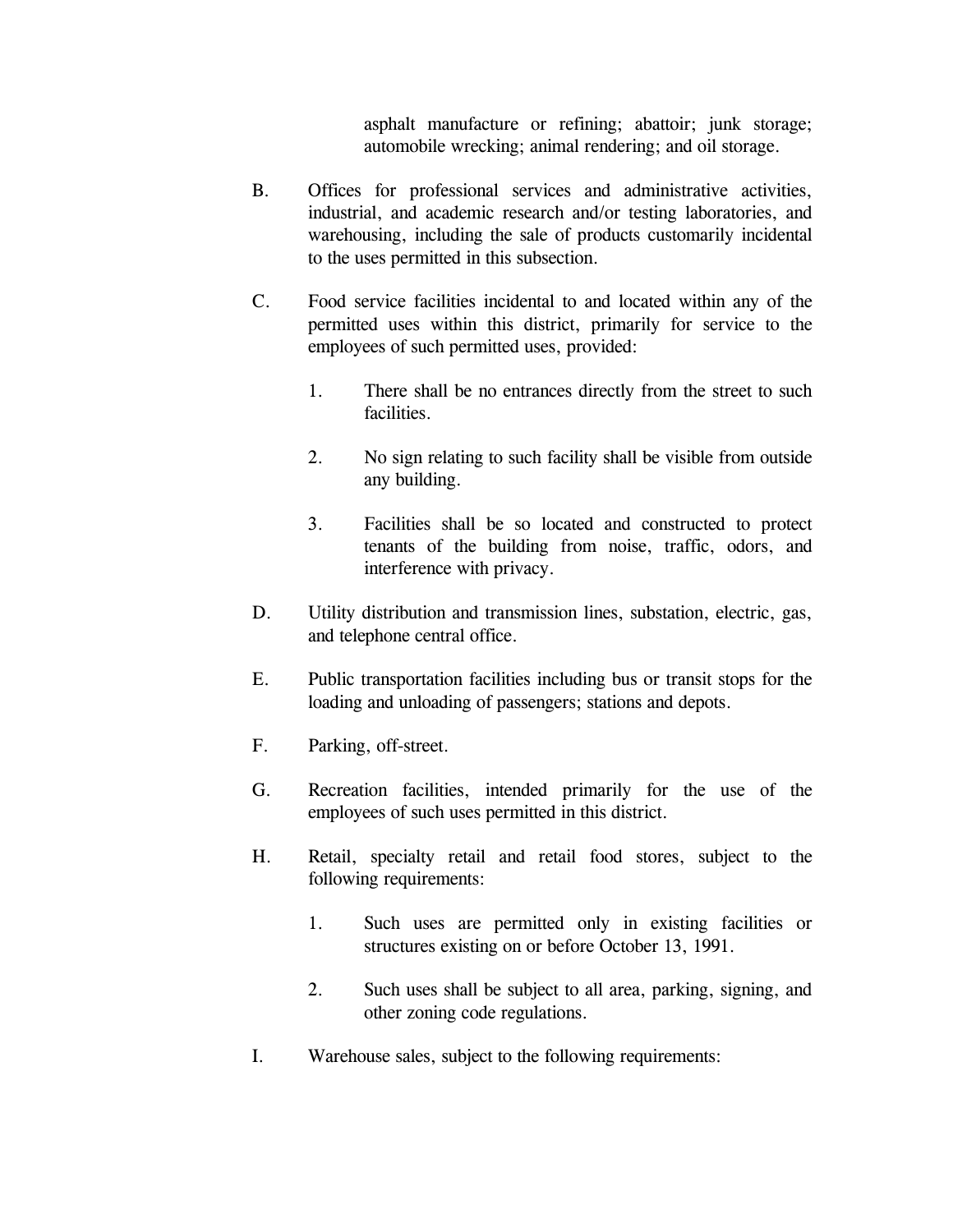asphalt manufacture or refining; abattoir; junk storage; automobile wrecking; animal rendering; and oil storage.

B. Offices for professional services and administrative activities, industrial, and academic research and/or testing laboratories, and warehousing, including the sale of products customarily incidental to the uses permitted in this subsection.

C. Food service facilities incidental to and located within any of the permitted uses within this district, primarily for service to the employees of such permitted uses, provided:

   1. There shall be no entrances directly from the street to such facilities.

   2. No sign relating to such facility shall be visible from outside any building.

   3. Facilities shall be so located and constructed to protect tenants of the building from noise, traffic, odors, and interference with privacy.

D. Utility distribution and transmission lines, substation, electric, gas, and telephone central office.

E. Public transportation facilities including bus or transit stops for the loading and unloading of passengers; stations and depots.

F. Parking, off-street.

G. Recreation facilities, intended primarily for the use of the employees of such uses permitted in this district.

H. Retail, specialty retail and retail food stores, subject to the following requirements:

   1. Such uses are permitted only in existing facilities or structures existing on or before October 13, 1991.

   2. Such uses shall be subject to all area, parking, signing, and other zoning code regulations.

I. Warehouse sales, subject to the following requirements: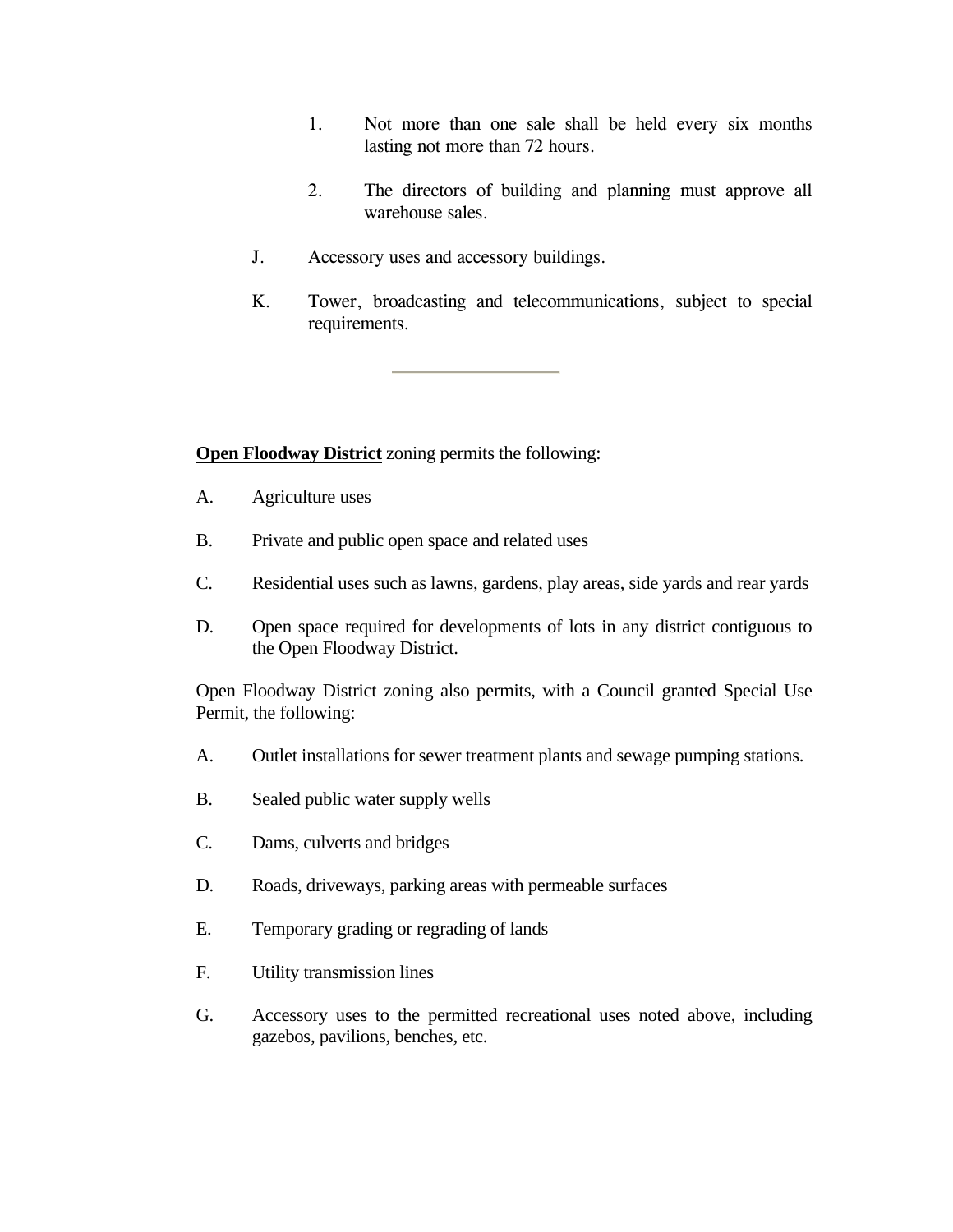1. Not more than one sale shall be held every six months lasting not more than 72 hours.

2. The directors of building and planning must approve all warehouse sales.

J. Accessory uses and accessory buildings.

K. Tower, broadcasting and telecommunications, subject to special requirements.

---

**Open Floodway District** zoning permits the following:

A. Agriculture uses

B. Private and public open space and related uses

C. Residential uses such as lawns, gardens, play areas, side yards and rear yards

D. Open space required for developments of lots in any district contiguous to the Open Floodway District.

Open Floodway District zoning also permits, with a Council granted Special Use Permit, the following:

A. Outlet installations for sewer treatment plants and sewage pumping stations.

B. Sealed public water supply wells

C. Dams, culverts and bridges

D. Roads, driveways, parking areas with permeable surfaces

E. Temporary grading or regrading of lands

F. Utility transmission lines

G. Accessory uses to the permitted recreational uses noted above, including gazebos, pavilions, benches, etc.